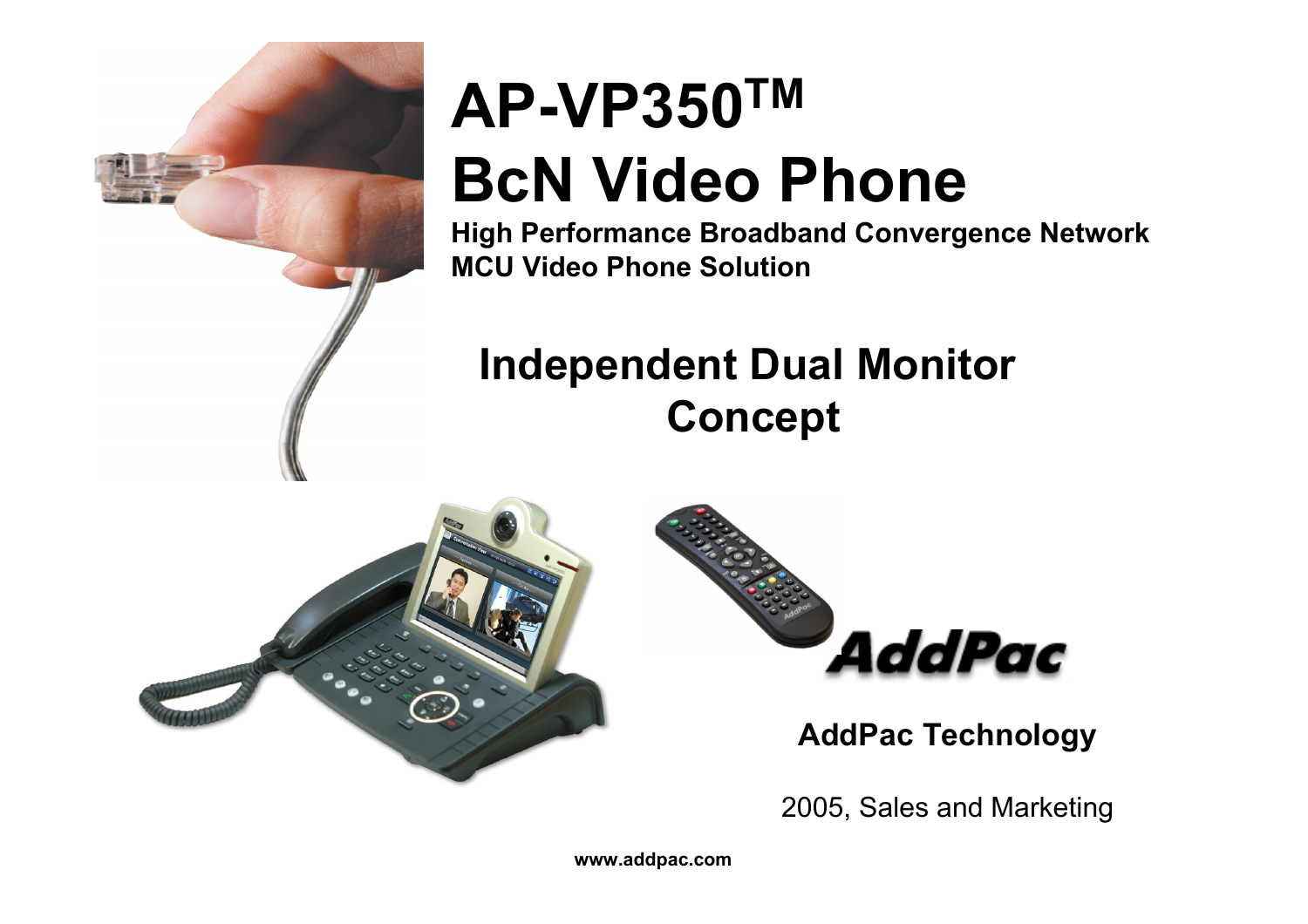# AP-VP350™

# BcN Video Phone

**High Performance Broadband Convergence Network MCU Video Phone Solution**

## Independent Dual Monitor Concept

**AddPac Technology**

2005, Sales and Marketing

**www.addpac.com**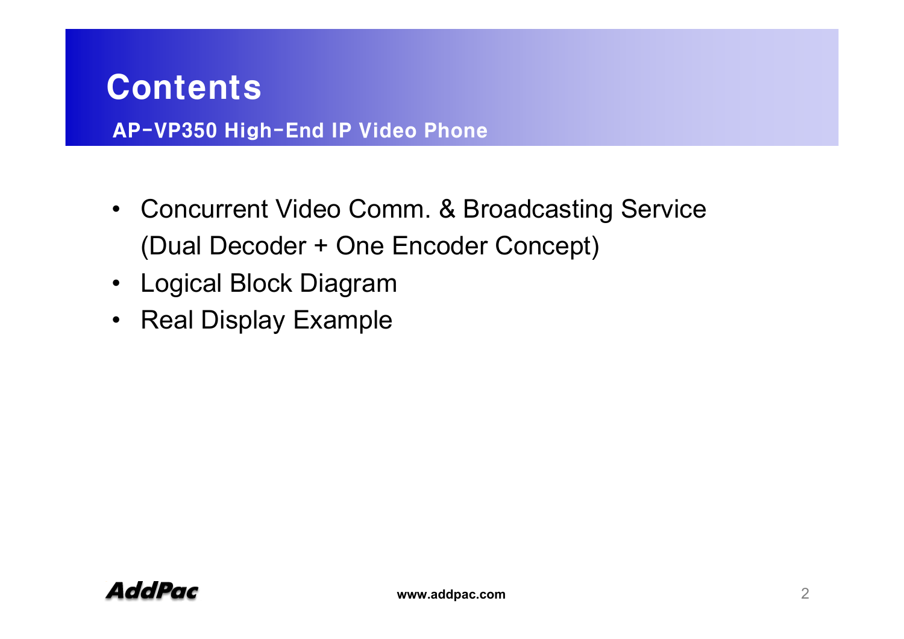# Contents

## AP-VP350 High-End IP Video Phone

- Concurrent Video Comm. & Broadcasting Service (Dual Decoder + One Encoder Concept)
- Logical Block Diagram
- Real Display Example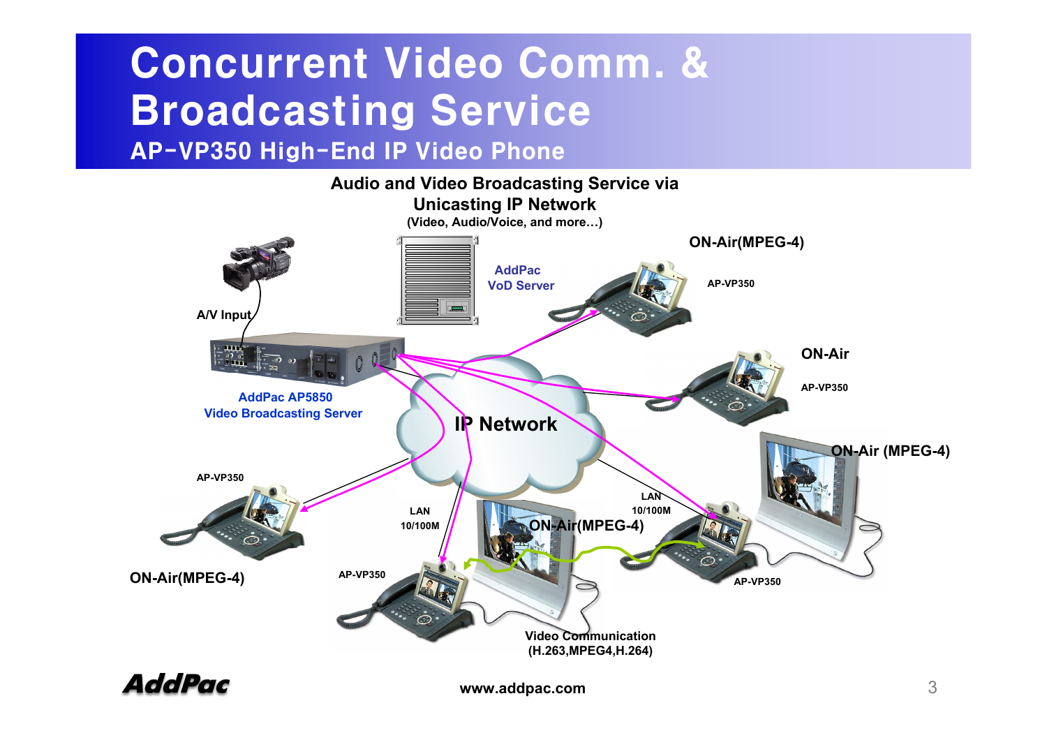# Concurrent Video Comm. & Broadcasting Service

## AP-VP350 High-End IP Video Phone

**Audio and Video Broadcasting Service via Unicasting IP Network**

**(Video, Audio/Voice, and more…)**

A/V Input

AddPac VoD Server

AddPac AP5850
Video Broadcasting Server

IP Network

ON-Air(MPEG-4)
AP-VP350

ON-Air
AP-VP350

ON-Air (MPEG-4)

AP-VP350
ON-Air(MPEG-4)

LAN
10/100M

LAN
10/100M

ON-Air(MPEG-4)

AP-VP350

AP-VP350

Video Communication
(H.263,MPEG4,H.264)

www.addpac.com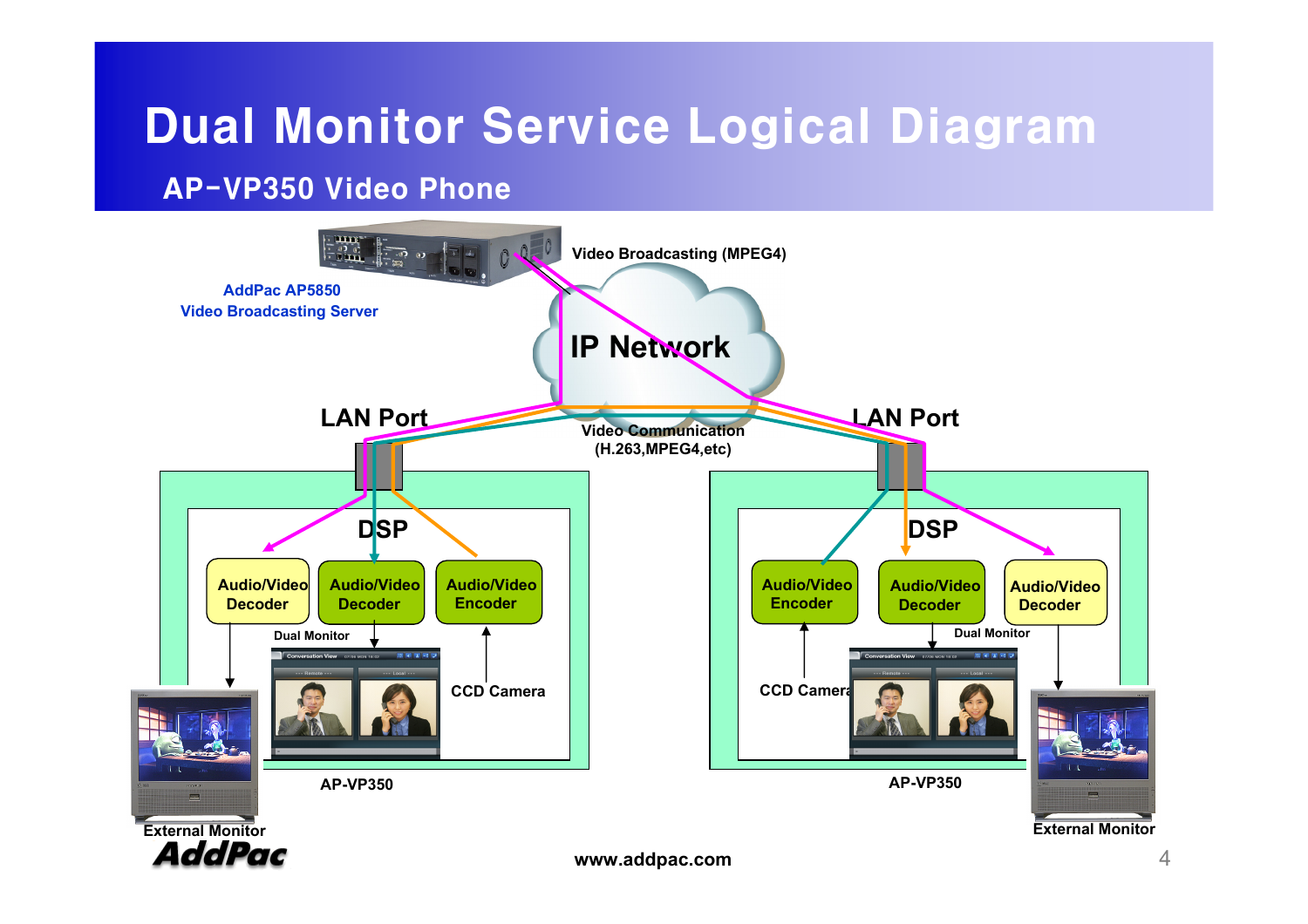# Dual Monitor Service Logical Diagram

## AP-VP350 Video Phone

AddPac AP5850
Video Broadcasting Server

Video Broadcasting (MPEG4)

IP Network

Video Communication
(H.263,MPEG4,etc)

LAN Port

DSP

Audio/Video Decoder

Audio/Video Decoder

Audio/Video Encoder

Dual Monitor

CCD Camera

AP-VP350

External Monitor

LAN Port

DSP

Audio/Video Encoder

Audio/Video Decoder

Audio/Video Decoder

Dual Monitor

CCD Camera

AP-VP350

External Monitor

AddPac

www.addpac.com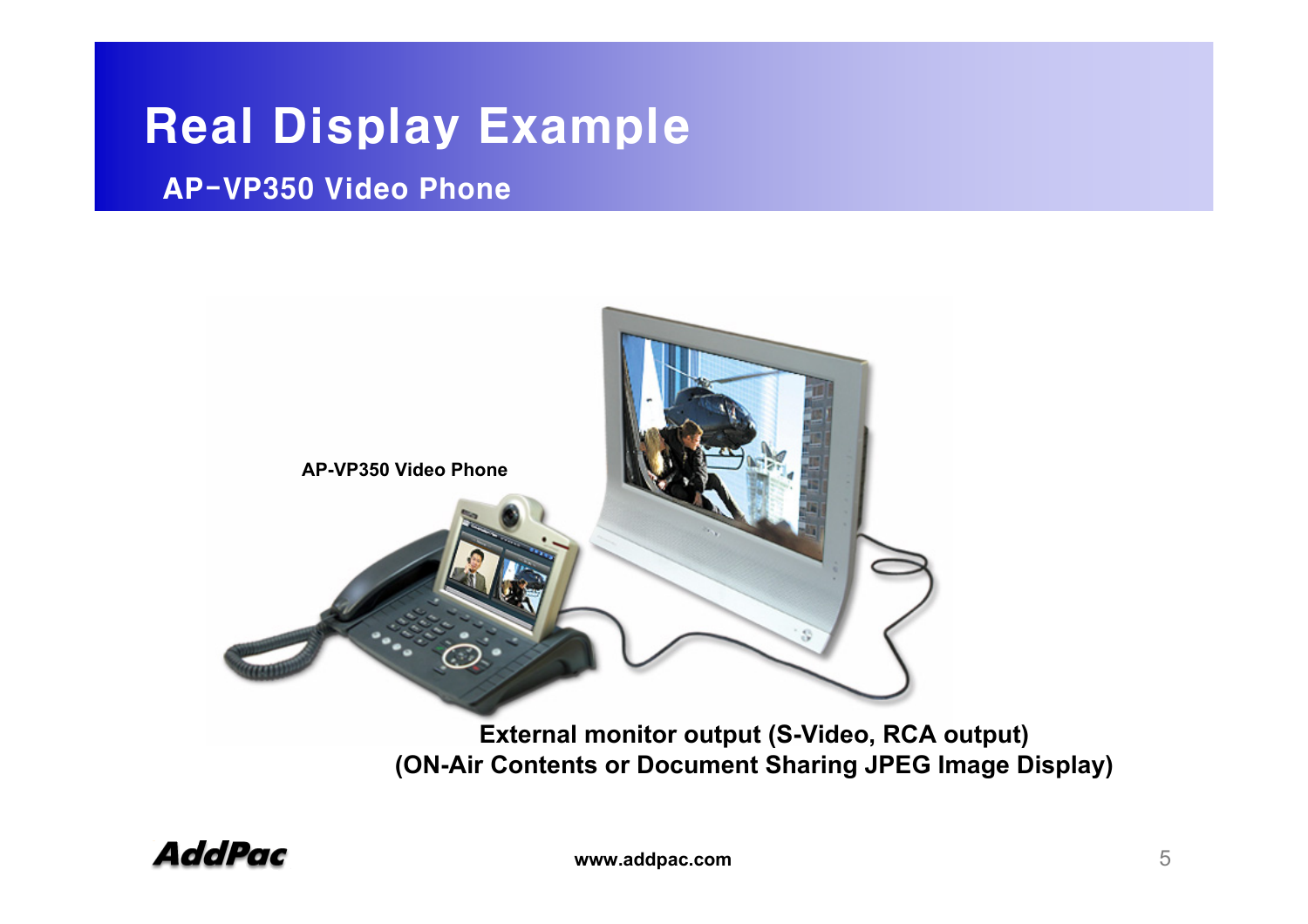# Real Display Example

## AP-VP350 Video Phone

AP-VP350 Video Phone

**External monitor output (S-Video, RCA output)**
**(ON-Air Contents or Document Sharing JPEG Image Display)**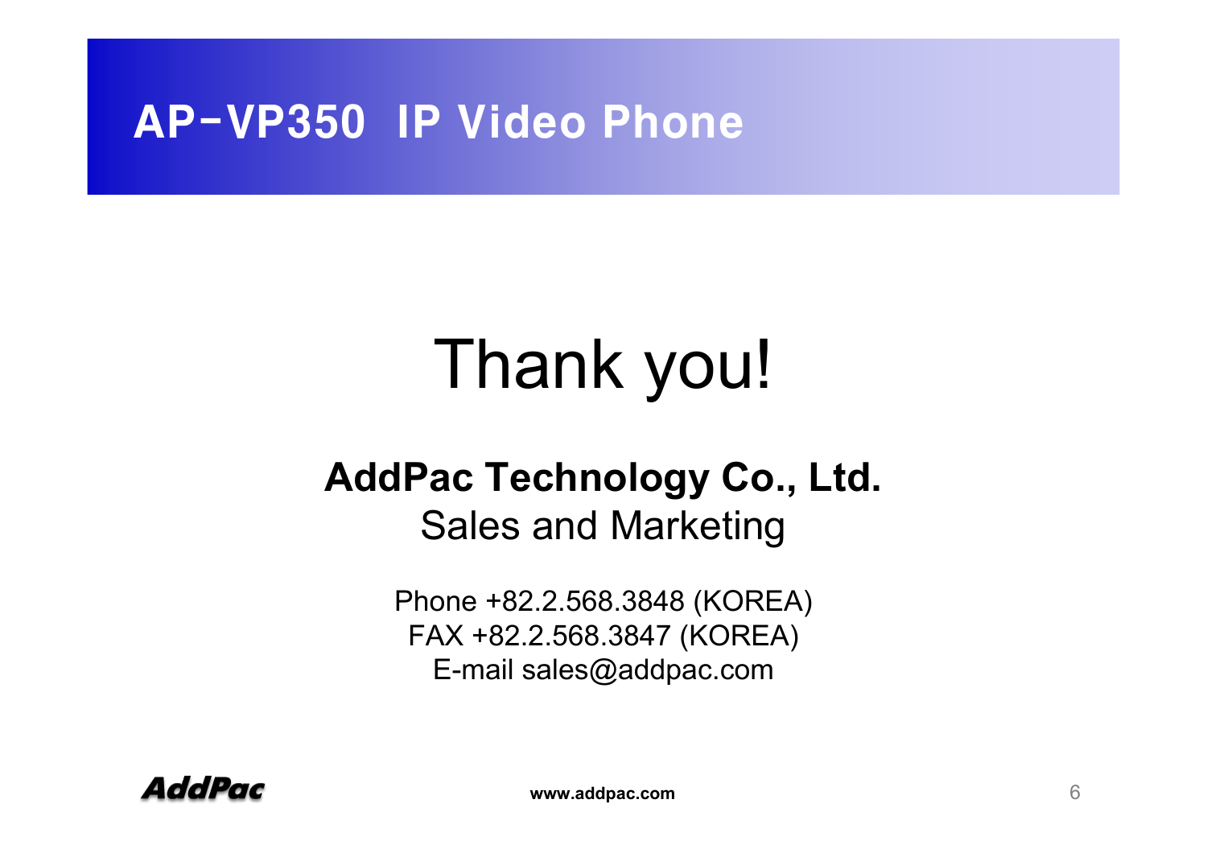# AP-VP350 IP Video Phone

## Thank you!

**AddPac Technology Co., Ltd.**
Sales and Marketing

Phone +82.2.568.3848 (KOREA)
FAX +82.2.568.3847 (KOREA)
E-mail sales@addpac.com